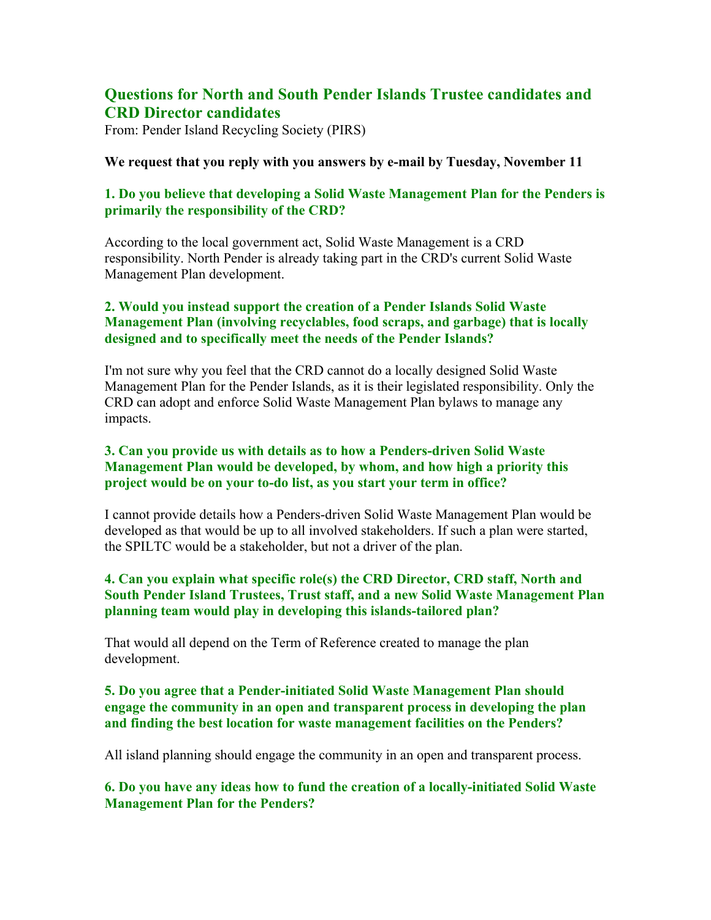## Questions for North and South Pender Islands Trustee candidates and CRD Director candidates

From: Pender Island Recycling Society (PIRS)

**We request that you reply with you answers by e-mail by Tuesday, November 11**

### 1. Do you believe that developing a Solid Waste Management Plan for the Penders is primarily the responsibility of the CRD?

According to the local government act, Solid Waste Management is a CRD responsibility. North Pender is already taking part in the CRD's current Solid Waste Management Plan development.

### 2. Would you instead support the creation of a Pender Islands Solid Waste Management Plan (involving recyclables, food scraps, and garbage) that is locally designed and to specifically meet the needs of the Pender Islands?

I'm not sure why you feel that the CRD cannot do a locally designed Solid Waste Management Plan for the Pender Islands, as it is their legislated responsibility. Only the CRD can adopt and enforce Solid Waste Management Plan bylaws to manage any impacts.

### 3. Can you provide us with details as to how a Penders-driven Solid Waste Management Plan would be developed, by whom, and how high a priority this project would be on your to-do list, as you start your term in office?

I cannot provide details how a Penders-driven Solid Waste Management Plan would be developed as that would be up to all involved stakeholders. If such a plan were started, the SPILTC would be a stakeholder, but not a driver of the plan.

### 4. Can you explain what specific role(s) the CRD Director, CRD staff, North and South Pender Island Trustees, Trust staff, and a new Solid Waste Management Plan planning team would play in developing this islands-tailored plan?

That would all depend on the Term of Reference created to manage the plan development.

### 5. Do you agree that a Pender-initiated Solid Waste Management Plan should engage the community in an open and transparent process in developing the plan and finding the best location for waste management facilities on the Penders?

All island planning should engage the community in an open and transparent process.

### 6. Do you have any ideas how to fund the creation of a locally-initiated Solid Waste Management Plan for the Penders?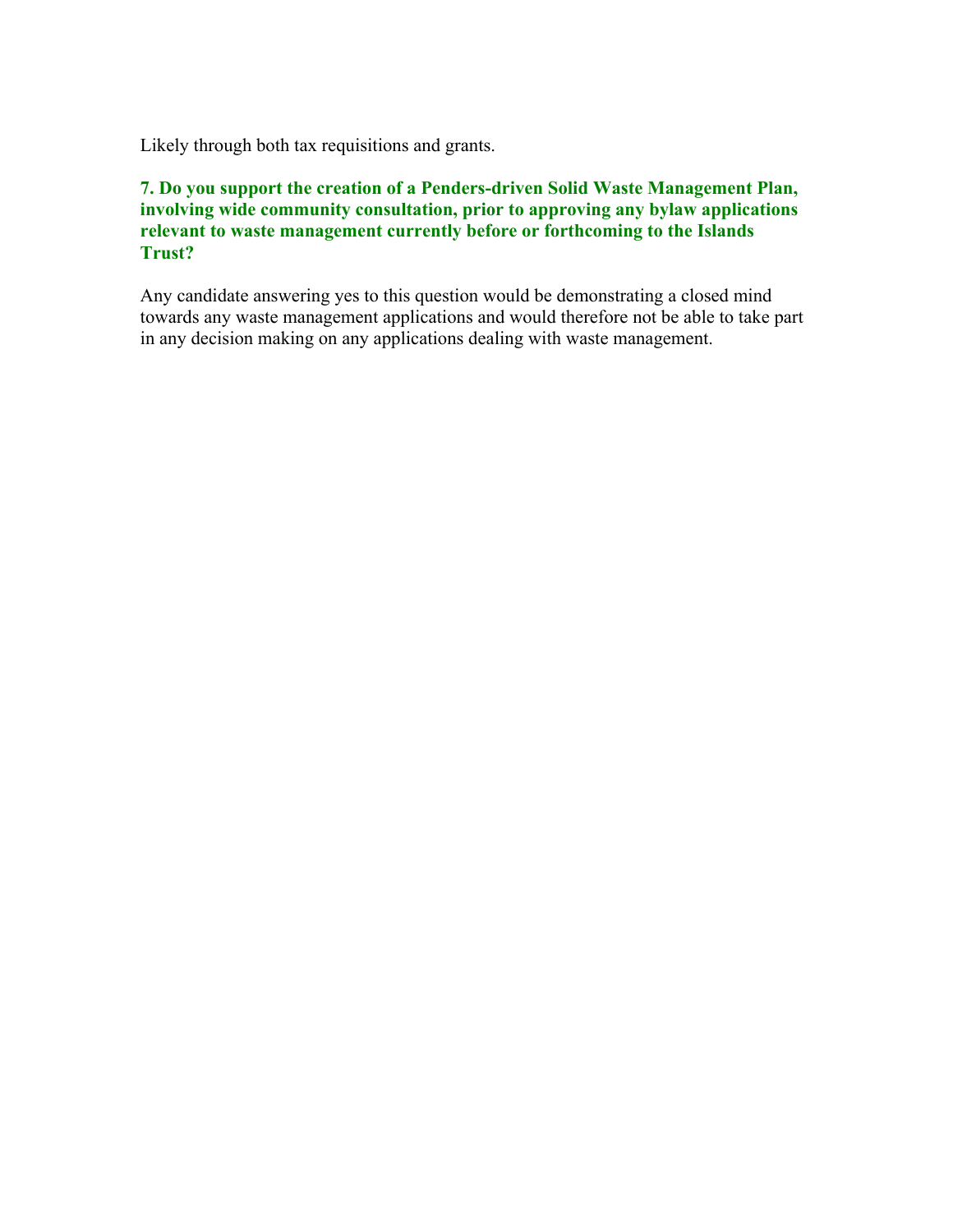Likely through both tax requisitions and grants.

**7. Do you support the creation of a Penders-driven Solid Waste Management Plan, involving wide community consultation, prior to approving any bylaw applications relevant to waste management currently before or forthcoming to the Islands Trust?**

Any candidate answering yes to this question would be demonstrating a closed mind towards any waste management applications and would therefore not be able to take part in any decision making on any applications dealing with waste management.